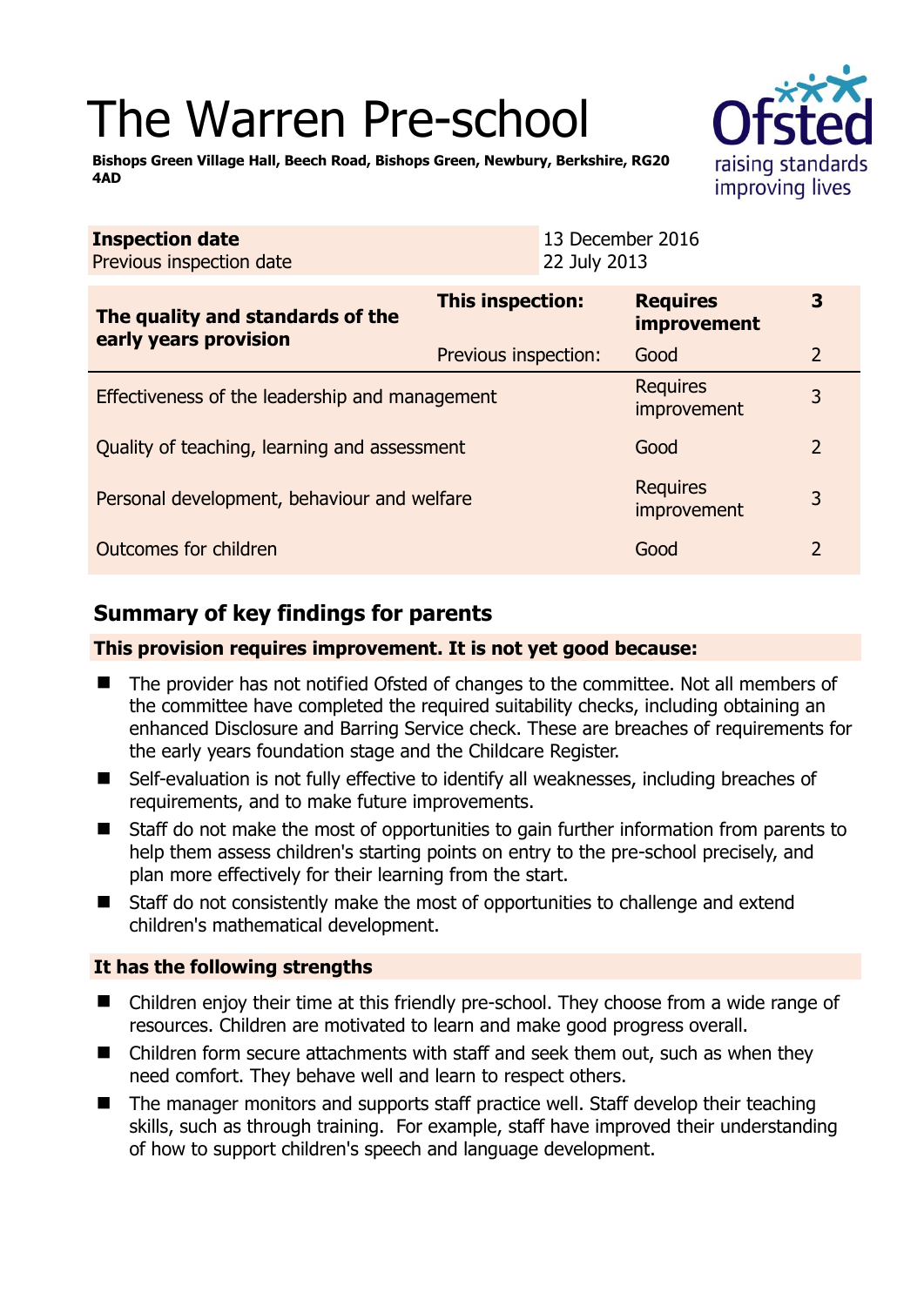# The Warren Pre-school

**Bishops Green Village Hall, Beech Road, Bishops Green, Newbury, Berkshire, RG20 4AD**

| **Inspection date** | 13 December 2016 |
|---|---|
| Previous inspection date | 22 July 2013 |

| **The quality and standards of the early years provision** | **This inspection:** | **Requires improvement** | **3** |
|---|---|---|---|
| | Previous inspection: | Good | 2 |
| Effectiveness of the leadership and management | | Requires improvement | 3 |
| Quality of teaching, learning and assessment | | Good | 2 |
| Personal development, behaviour and welfare | | Requires improvement | 3 |
| Outcomes for children | | Good | 2 |

## Summary of key findings for parents

**This provision requires improvement. It is not yet good because:**

- The provider has not notified Ofsted of changes to the committee. Not all members of the committee have completed the required suitability checks, including obtaining an enhanced Disclosure and Barring Service check. These are breaches of requirements for the early years foundation stage and the Childcare Register.
- Self-evaluation is not fully effective to identify all weaknesses, including breaches of requirements, and to make future improvements.
- Staff do not make the most of opportunities to gain further information from parents to help them assess children's starting points on entry to the pre-school precisely, and plan more effectively for their learning from the start.
- Staff do not consistently make the most of opportunities to challenge and extend children's mathematical development.

**It has the following strengths**

- Children enjoy their time at this friendly pre-school. They choose from a wide range of resources. Children are motivated to learn and make good progress overall.
- Children form secure attachments with staff and seek them out, such as when they need comfort. They behave well and learn to respect others.
- The manager monitors and supports staff practice well. Staff develop their teaching skills, such as through training. For example, staff have improved their understanding of how to support children's speech and language development.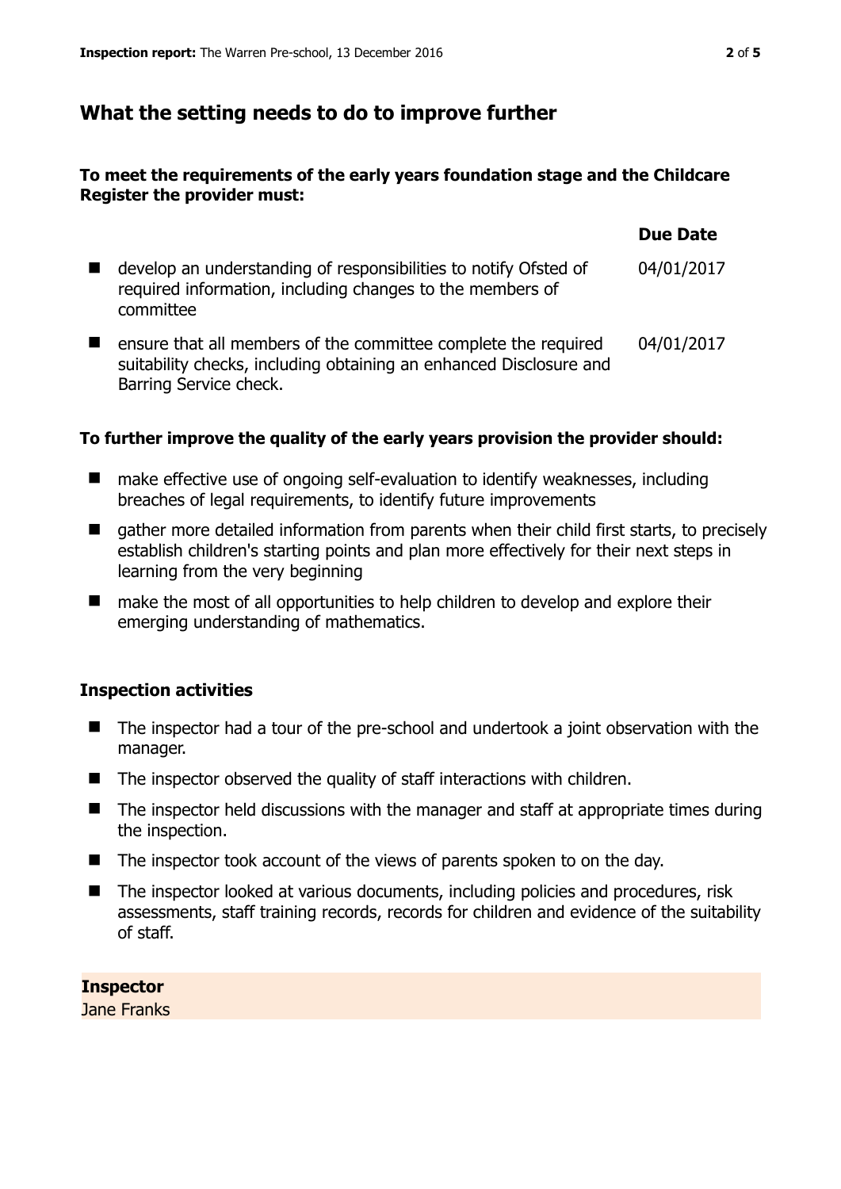## What the setting needs to do to improve further

**To meet the requirements of the early years foundation stage and the Childcare Register the provider must:**

| | Due Date |
|---|---|
| develop an understanding of responsibilities to notify Ofsted of required information, including changes to the members of committee | 04/01/2017 |
| ensure that all members of the committee complete the required suitability checks, including obtaining an enhanced Disclosure and Barring Service check. | 04/01/2017 |

**To further improve the quality of the early years provision the provider should:**

- make effective use of ongoing self-evaluation to identify weaknesses, including breaches of legal requirements, to identify future improvements
- gather more detailed information from parents when their child first starts, to precisely establish children's starting points and plan more effectively for their next steps in learning from the very beginning
- make the most of all opportunities to help children to develop and explore their emerging understanding of mathematics.

### Inspection activities

- The inspector had a tour of the pre-school and undertook a joint observation with the manager.
- The inspector observed the quality of staff interactions with children.
- The inspector held discussions with the manager and staff at appropriate times during the inspection.
- The inspector took account of the views of parents spoken to on the day.
- The inspector looked at various documents, including policies and procedures, risk assessments, staff training records, records for children and evidence of the suitability of staff.

**Inspector**
Jane Franks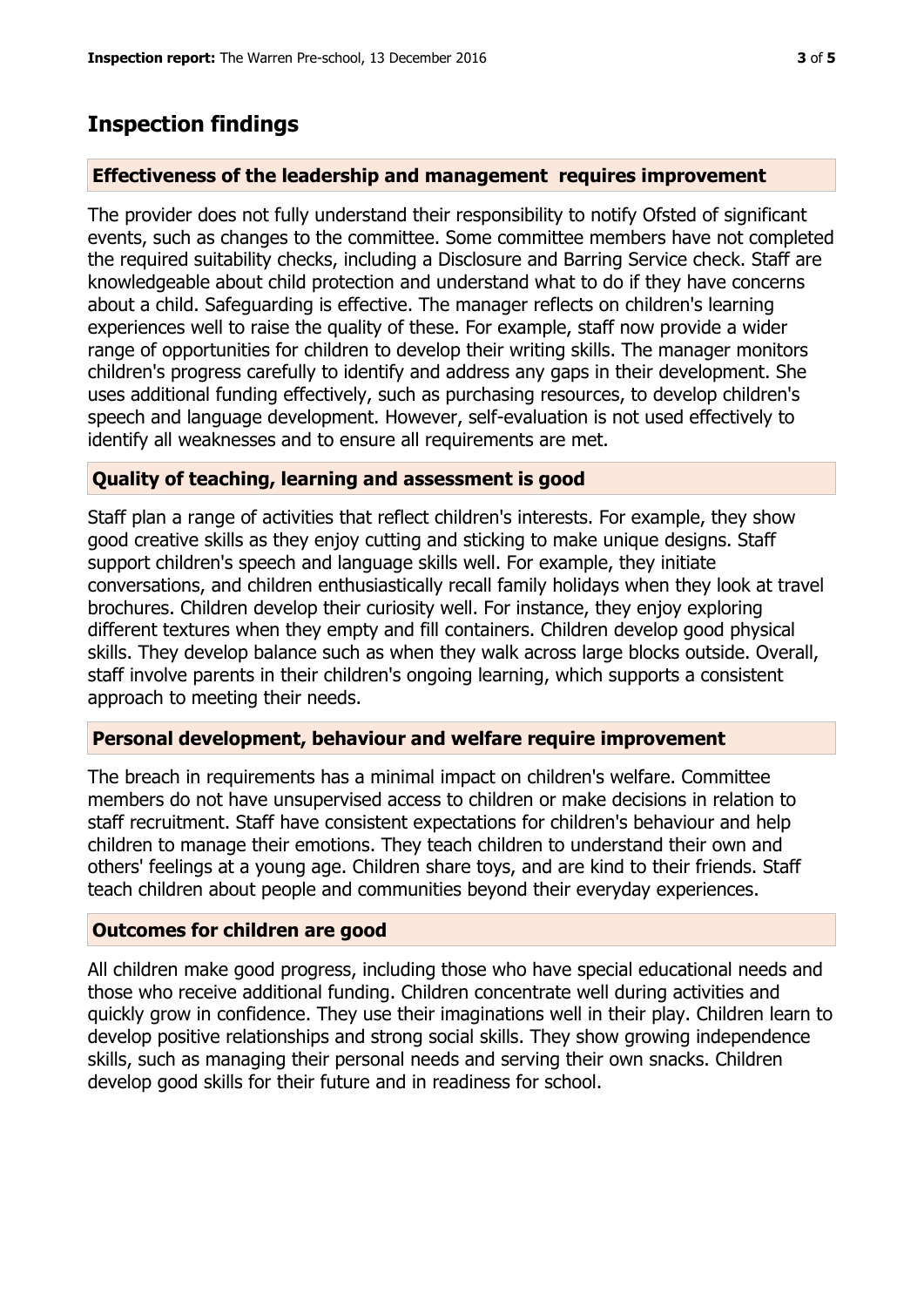## Inspection findings

### Effectiveness of the leadership and management requires improvement

The provider does not fully understand their responsibility to notify Ofsted of significant events, such as changes to the committee. Some committee members have not completed the required suitability checks, including a Disclosure and Barring Service check. Staff are knowledgeable about child protection and understand what to do if they have concerns about a child. Safeguarding is effective. The manager reflects on children's learning experiences well to raise the quality of these. For example, staff now provide a wider range of opportunities for children to develop their writing skills. The manager monitors children's progress carefully to identify and address any gaps in their development. She uses additional funding effectively, such as purchasing resources, to develop children's speech and language development. However, self-evaluation is not used effectively to identify all weaknesses and to ensure all requirements are met.

### Quality of teaching, learning and assessment is good

Staff plan a range of activities that reflect children's interests. For example, they show good creative skills as they enjoy cutting and sticking to make unique designs. Staff support children's speech and language skills well. For example, they initiate conversations, and children enthusiastically recall family holidays when they look at travel brochures. Children develop their curiosity well. For instance, they enjoy exploring different textures when they empty and fill containers. Children develop good physical skills. They develop balance such as when they walk across large blocks outside. Overall, staff involve parents in their children's ongoing learning, which supports a consistent approach to meeting their needs.

### Personal development, behaviour and welfare require improvement

The breach in requirements has a minimal impact on children's welfare. Committee members do not have unsupervised access to children or make decisions in relation to staff recruitment. Staff have consistent expectations for children's behaviour and help children to manage their emotions. They teach children to understand their own and others' feelings at a young age. Children share toys, and are kind to their friends. Staff teach children about people and communities beyond their everyday experiences.

### Outcomes for children are good

All children make good progress, including those who have special educational needs and those who receive additional funding. Children concentrate well during activities and quickly grow in confidence. They use their imaginations well in their play. Children learn to develop positive relationships and strong social skills. They show growing independence skills, such as managing their personal needs and serving their own snacks. Children develop good skills for their future and in readiness for school.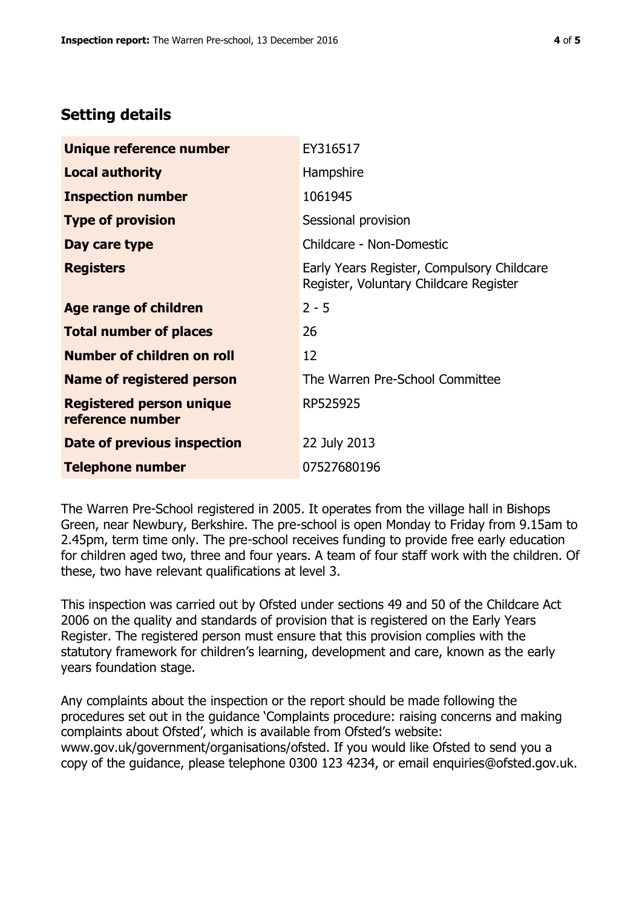## Setting details

| | |
|---|---|
| **Unique reference number** | EY316517 |
| **Local authority** | Hampshire |
| **Inspection number** | 1061945 |
| **Type of provision** | Sessional provision |
| **Day care type** | Childcare - Non-Domestic |
| **Registers** | Early Years Register, Compulsory Childcare Register, Voluntary Childcare Register |
| **Age range of children** | 2 - 5 |
| **Total number of places** | 26 |
| **Number of children on roll** | 12 |
| **Name of registered person** | The Warren Pre-School Committee |
| **Registered person unique reference number** | RP525925 |
| **Date of previous inspection** | 22 July 2013 |
| **Telephone number** | 07527680196 |

The Warren Pre-School registered in 2005. It operates from the village hall in Bishops Green, near Newbury, Berkshire. The pre-school is open Monday to Friday from 9.15am to 2.45pm, term time only. The pre-school receives funding to provide free early education for children aged two, three and four years. A team of four staff work with the children. Of these, two have relevant qualifications at level 3.

This inspection was carried out by Ofsted under sections 49 and 50 of the Childcare Act 2006 on the quality and standards of provision that is registered on the Early Years Register. The registered person must ensure that this provision complies with the statutory framework for children's learning, development and care, known as the early years foundation stage.

Any complaints about the inspection or the report should be made following the procedures set out in the guidance 'Complaints procedure: raising concerns and making complaints about Ofsted', which is available from Ofsted's website: www.gov.uk/government/organisations/ofsted. If you would like Ofsted to send you a copy of the guidance, please telephone 0300 123 4234, or email enquiries@ofsted.gov.uk.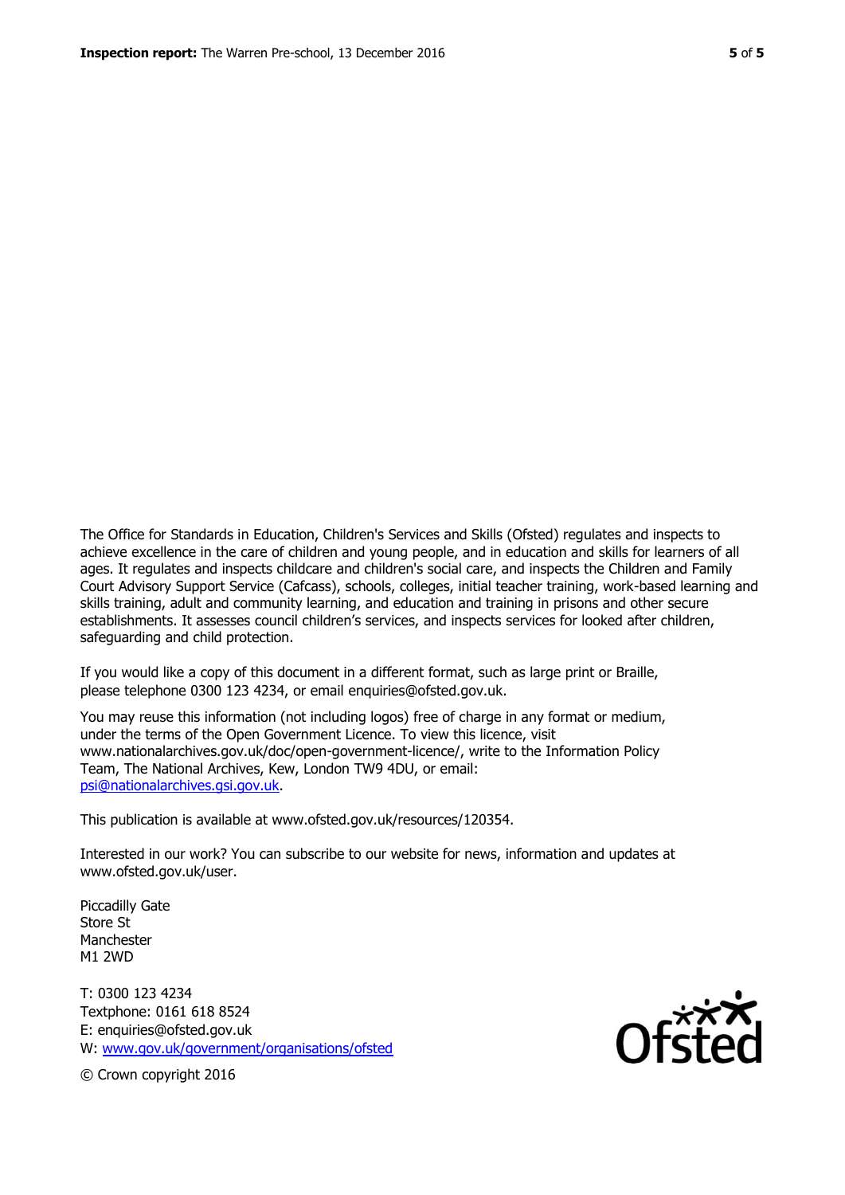The Office for Standards in Education, Children's Services and Skills (Ofsted) regulates and inspects to achieve excellence in the care of children and young people, and in education and skills for learners of all ages. It regulates and inspects childcare and children's social care, and inspects the Children and Family Court Advisory Support Service (Cafcass), schools, colleges, initial teacher training, work-based learning and skills training, adult and community learning, and education and training in prisons and other secure establishments. It assesses council children's services, and inspects services for looked after children, safeguarding and child protection.

If you would like a copy of this document in a different format, such as large print or Braille, please telephone 0300 123 4234, or email enquiries@ofsted.gov.uk.

You may reuse this information (not including logos) free of charge in any format or medium, under the terms of the Open Government Licence. To view this licence, visit www.nationalarchives.gov.uk/doc/open-government-licence/, write to the Information Policy Team, The National Archives, Kew, London TW9 4DU, or email: psi@nationalarchives.gsi.gov.uk.

This publication is available at www.ofsted.gov.uk/resources/120354.

Interested in our work? You can subscribe to our website for news, information and updates at www.ofsted.gov.uk/user.

Piccadilly Gate
Store St
Manchester
M1 2WD

T: 0300 123 4234
Textphone: 0161 618 8524
E: enquiries@ofsted.gov.uk
W: www.gov.uk/government/organisations/ofsted

© Crown copyright 2016